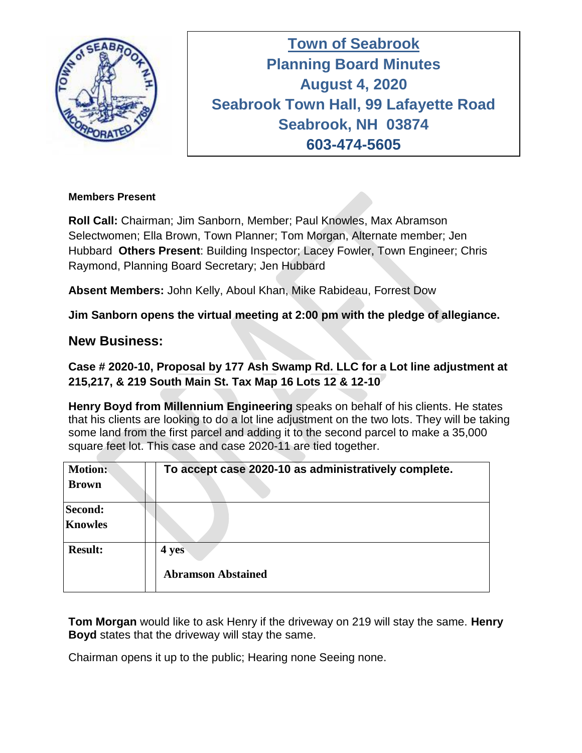# Town of Seabrook
## Planning Board Minutes
## August 4, 2020
## Seabrook Town Hall, 99 Lafayette Road
## Seabrook, NH 03874
## 603-474-5605

**Members Present**

**Roll Call:** Chairman; Jim Sanborn, Member; Paul Knowles, Max Abramson Selectwomen; Ella Brown, Town Planner; Tom Morgan, Alternate member; Jen Hubbard **Others Present**: Building Inspector; Lacey Fowler, Town Engineer; Chris Raymond, Planning Board Secretary; Jen Hubbard

**Absent Members:** John Kelly, Aboul Khan, Mike Rabideau, Forrest Dow

**Jim Sanborn opens the virtual meeting at 2:00 pm with the pledge of allegiance.**

## New Business:

**Case # 2020-10, Proposal by 177 Ash Swamp Rd. LLC for a Lot line adjustment at 215,217, & 219 South Main St. Tax Map 16 Lots 12 & 12-10**

**Henry Boyd from Millennium Engineering** speaks on behalf of his clients. He states that his clients are looking to do a lot line adjustment on the two lots. They will be taking some land from the first parcel and adding it to the second parcel to make a 35,000 square feet lot. This case and case 2020-11 are tied together.

| | |
|---|---|
| **Motion: Brown** | **To accept case 2020-10 as administratively complete.** |
| **Second: Knowles** | |
| **Result:** | **4 yes**<br>**Abramson Abstained** |

**Tom Morgan** would like to ask Henry if the driveway on 219 will stay the same. **Henry Boyd** states that the driveway will stay the same.

Chairman opens it up to the public; Hearing none Seeing none.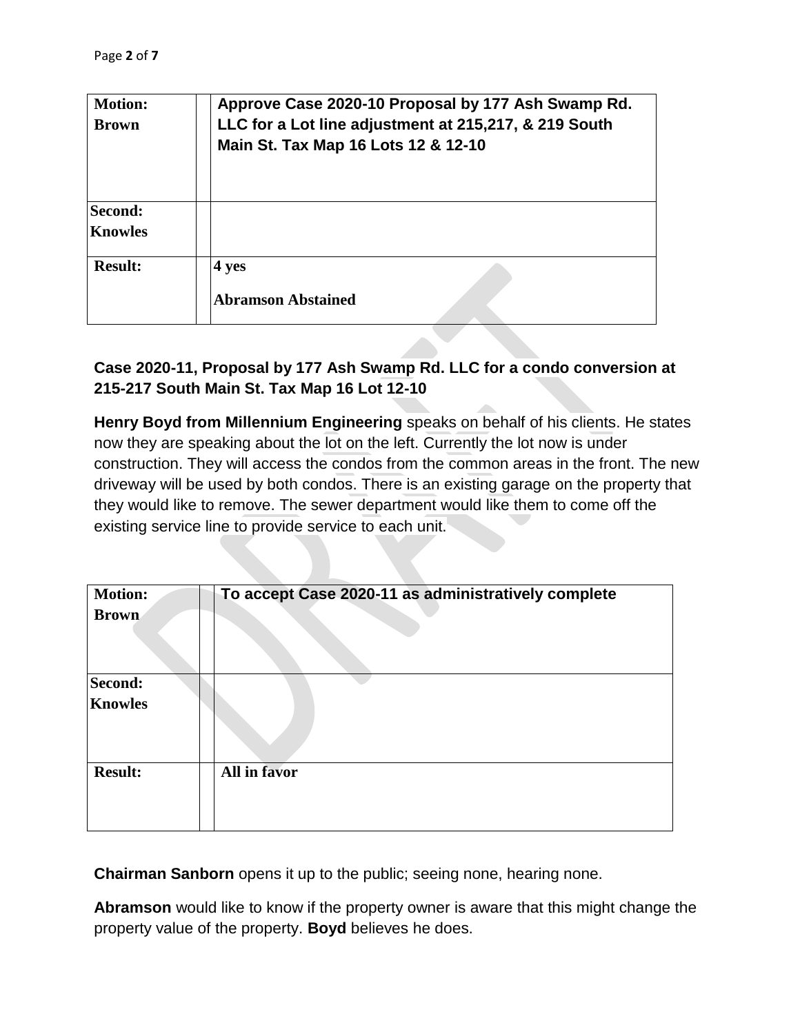| Motion: Brown | | Approve Case 2020-10 Proposal by 177 Ash Swamp Rd. LLC for a Lot line adjustment at 215,217, & 219 South Main St. Tax Map 16 Lots 12 & 12-10 |
|---|---|---|
| Second: Knowles | | |
| Result: | | 4 yes<br><br>Abramson Abstained |

**Case 2020-11, Proposal by 177 Ash Swamp Rd. LLC for a condo conversion at 215-217 South Main St. Tax Map 16 Lot 12-10**

**Henry Boyd from Millennium Engineering** speaks on behalf of his clients. He states now they are speaking about the lot on the left. Currently the lot now is under construction. They will access the condos from the common areas in the front. The new driveway will be used by both condos. There is an existing garage on the property that they would like to remove. The sewer department would like them to come off the existing service line to provide service to each unit.

| Motion: Brown | | To accept Case 2020-11 as administratively complete |
|---|---|---|
| Second: Knowles | | |
| Result: | | All in favor |

**Chairman Sanborn** opens it up to the public; seeing none, hearing none.

**Abramson** would like to know if the property owner is aware that this might change the property value of the property. **Boyd** believes he does.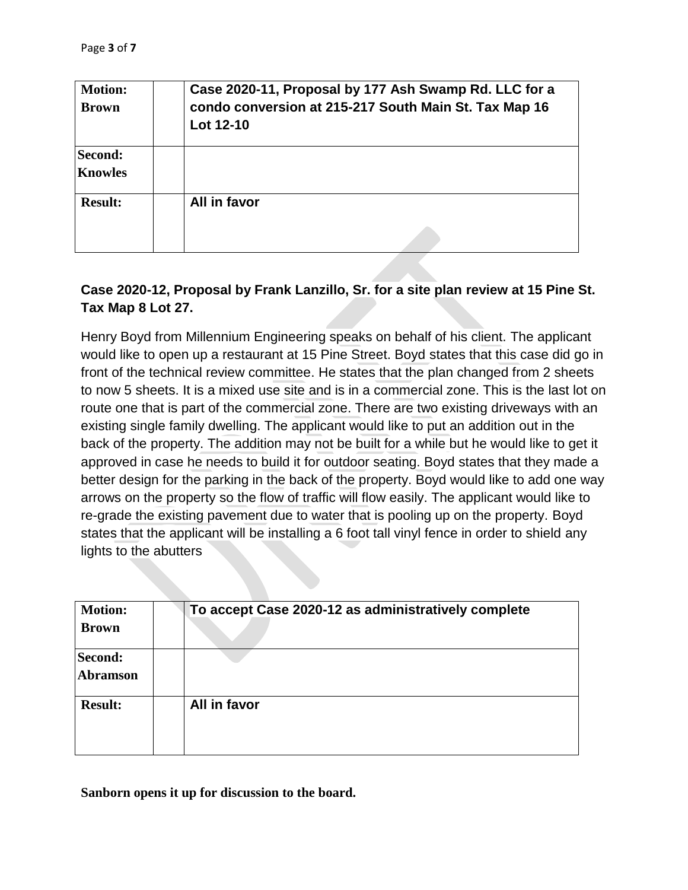| Motion: Brown | | Case 2020-11, Proposal by 177 Ash Swamp Rd. LLC for a condo conversion at 215-217 South Main St. Tax Map 16 Lot 12-10 |
|---|---|---|
| Second: Knowles | | |
| Result: | | All in favor |

**Case 2020-12, Proposal by Frank Lanzillo, Sr. for a site plan review at 15 Pine St. Tax Map 8 Lot 27.**

Henry Boyd from Millennium Engineering speaks on behalf of his client. The applicant would like to open up a restaurant at 15 Pine Street. Boyd states that this case did go in front of the technical review committee. He states that the plan changed from 2 sheets to now 5 sheets. It is a mixed use site and is in a commercial zone. This is the last lot on route one that is part of the commercial zone. There are two existing driveways with an existing single family dwelling. The applicant would like to put an addition out in the back of the property. The addition may not be built for a while but he would like to get it approved in case he needs to build it for outdoor seating. Boyd states that they made a better design for the parking in the back of the property. Boyd would like to add one way arrows on the property so the flow of traffic will flow easily. The applicant would like to re-grade the existing pavement due to water that is pooling up on the property. Boyd states that the applicant will be installing a 6 foot tall vinyl fence in order to shield any lights to the abutters

| Motion: Brown | | To accept Case 2020-12 as administratively complete |
|---|---|---|
| Second: Abramson | | |
| Result: | | All in favor |

**Sanborn opens it up for discussion to the board.**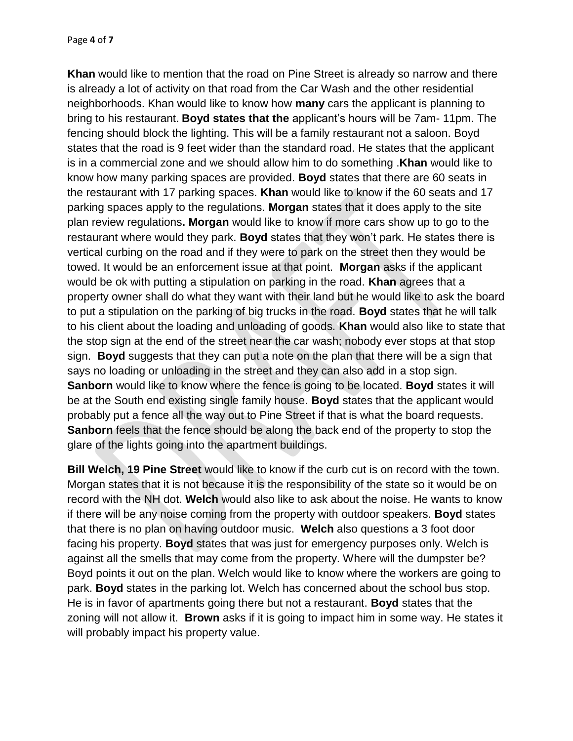**Khan** would like to mention that the road on Pine Street is already so narrow and there is already a lot of activity on that road from the Car Wash and the other residential neighborhoods. Khan would like to know how **many** cars the applicant is planning to bring to his restaurant. **Boyd states that the** applicant's hours will be 7am- 11pm. The fencing should block the lighting. This will be a family restaurant not a saloon. Boyd states that the road is 9 feet wider than the standard road. He states that the applicant is in a commercial zone and we should allow him to do something .**Khan** would like to know how many parking spaces are provided. **Boyd** states that there are 60 seats in the restaurant with 17 parking spaces. **Khan** would like to know if the 60 seats and 17 parking spaces apply to the regulations. **Morgan** states that it does apply to the site plan review regulations**. Morgan** would like to know if more cars show up to go to the restaurant where would they park. **Boyd** states that they won't park. He states there is vertical curbing on the road and if they were to park on the street then they would be towed. It would be an enforcement issue at that point. **Morgan** asks if the applicant would be ok with putting a stipulation on parking in the road. **Khan** agrees that a property owner shall do what they want with their land but he would like to ask the board to put a stipulation on the parking of big trucks in the road. **Boyd** states that he will talk to his client about the loading and unloading of goods. **Khan** would also like to state that the stop sign at the end of the street near the car wash; nobody ever stops at that stop sign. **Boyd** suggests that they can put a note on the plan that there will be a sign that says no loading or unloading in the street and they can also add in a stop sign. **Sanborn** would like to know where the fence is going to be located. **Boyd** states it will be at the South end existing single family house. **Boyd** states that the applicant would probably put a fence all the way out to Pine Street if that is what the board requests. **Sanborn** feels that the fence should be along the back end of the property to stop the glare of the lights going into the apartment buildings.

**Bill Welch, 19 Pine Street** would like to know if the curb cut is on record with the town. Morgan states that it is not because it is the responsibility of the state so it would be on record with the NH dot. **Welch** would also like to ask about the noise. He wants to know if there will be any noise coming from the property with outdoor speakers. **Boyd** states that there is no plan on having outdoor music. **Welch** also questions a 3 foot door facing his property. **Boyd** states that was just for emergency purposes only. Welch is against all the smells that may come from the property. Where will the dumpster be? Boyd points it out on the plan. Welch would like to know where the workers are going to park. **Boyd** states in the parking lot. Welch has concerned about the school bus stop. He is in favor of apartments going there but not a restaurant. **Boyd** states that the zoning will not allow it. **Brown** asks if it is going to impact him in some way. He states it will probably impact his property value.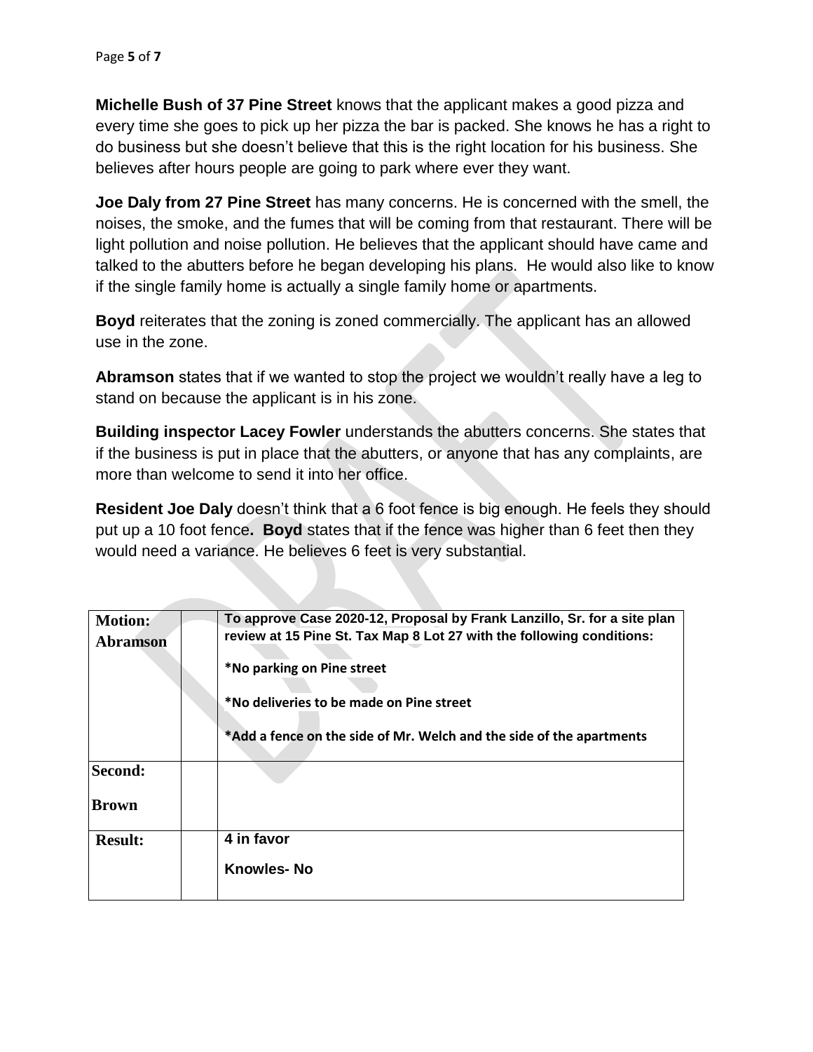**Michelle Bush of 37 Pine Street** knows that the applicant makes a good pizza and every time she goes to pick up her pizza the bar is packed. She knows he has a right to do business but she doesn't believe that this is the right location for his business. She believes after hours people are going to park where ever they want.

**Joe Daly from 27 Pine Street** has many concerns. He is concerned with the smell, the noises, the smoke, and the fumes that will be coming from that restaurant. There will be light pollution and noise pollution. He believes that the applicant should have came and talked to the abutters before he began developing his plans. He would also like to know if the single family home is actually a single family home or apartments.

**Boyd** reiterates that the zoning is zoned commercially. The applicant has an allowed use in the zone.

**Abramson** states that if we wanted to stop the project we wouldn't really have a leg to stand on because the applicant is in his zone.

**Building inspector Lacey Fowler** understands the abutters concerns. She states that if the business is put in place that the abutters, or anyone that has any complaints, are more than welcome to send it into her office.

**Resident Joe Daly** doesn't think that a 6 foot fence is big enough. He feels they should put up a 10 foot fence**. Boyd** states that if the fence was higher than 6 feet then they would need a variance. He believes 6 feet is very substantial.

| | | |
|---|---|---|
| **Motion: Abramson** | | **To approve Case 2020-12, Proposal by Frank Lanzillo, Sr. for a site plan review at 15 Pine St. Tax Map 8 Lot 27 with the following conditions:**<br><br>**\*No parking on Pine street**<br><br>**\*No deliveries to be made on Pine street**<br><br>**\*Add a fence on the side of Mr. Welch and the side of the apartments** |
| **Second: Brown** | | |
| **Result:** | | **4 in favor**<br><br>**Knowles- No** |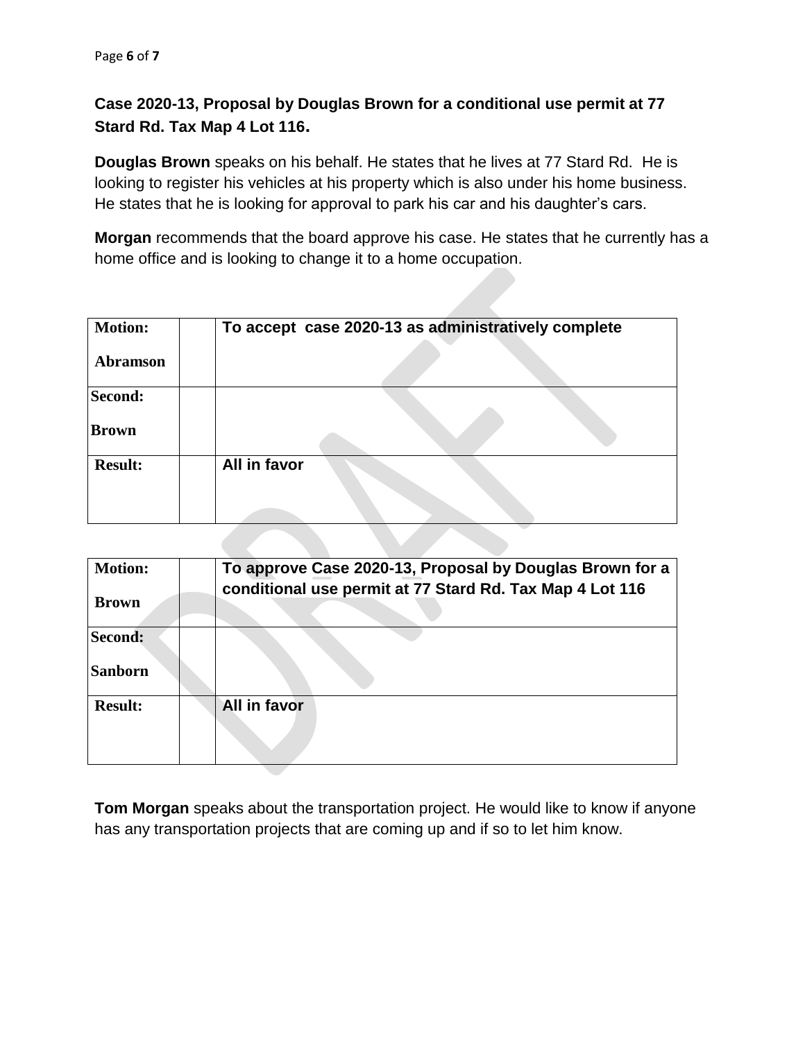**Case 2020-13, Proposal by Douglas Brown for a conditional use permit at 77 Stard Rd. Tax Map 4 Lot 116.**

**Douglas Brown** speaks on his behalf. He states that he lives at 77 Stard Rd. He is looking to register his vehicles at his property which is also under his home business. He states that he is looking for approval to park his car and his daughter's cars.

**Morgan** recommends that the board approve his case. He states that he currently has a home office and is looking to change it to a home occupation.

| **Motion:** Abramson | | **To accept case 2020-13 as administratively complete** |
|---|---|---|
| **Second:** Brown | | |
| **Result:** | | **All in favor** |

| **Motion:** Brown | | **To approve Case 2020-13, Proposal by Douglas Brown for a conditional use permit at 77 Stard Rd. Tax Map 4 Lot 116** |
|---|---|---|
| **Second:** Sanborn | | |
| **Result:** | | **All in favor** |

**Tom Morgan** speaks about the transportation project. He would like to know if anyone has any transportation projects that are coming up and if so to let him know.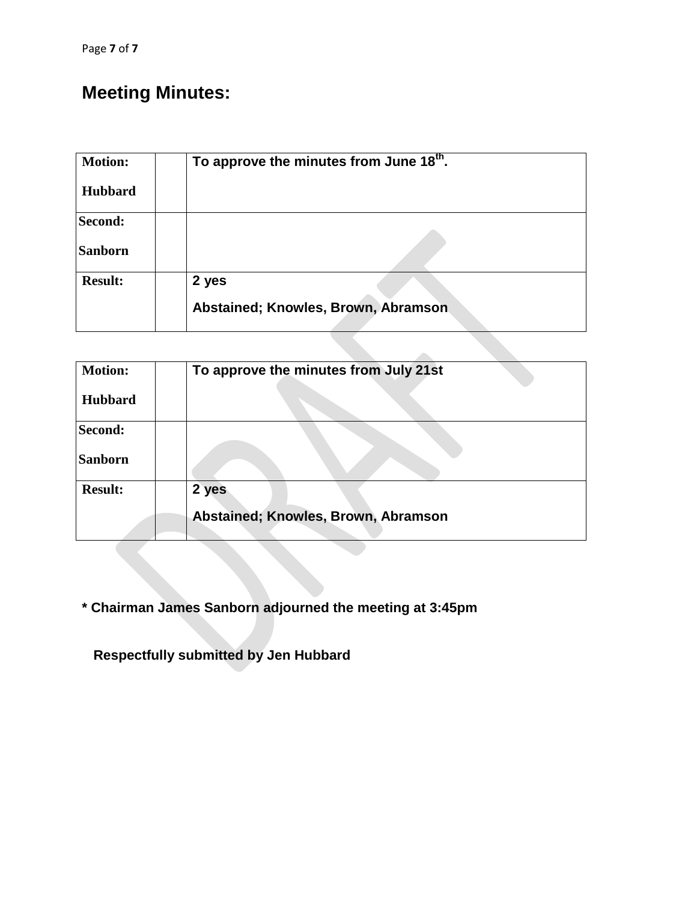## Meeting Minutes:

| | | |
|---|---|---|
| **Motion:** **Hubbard** | | **To approve the minutes from June 18th.** |
| **Second:** **Sanborn** | | |
| **Result:** | | **2 yes** **Abstained; Knowles, Brown, Abramson** |

| | | |
|---|---|---|
| **Motion:** **Hubbard** | | **To approve the minutes from July 21st** |
| **Second:** **Sanborn** | | |
| **Result:** | | **2 yes** **Abstained; Knowles, Brown, Abramson** |

**\* Chairman James Sanborn adjourned the meeting at 3:45pm**

**Respectfully submitted by Jen Hubbard**